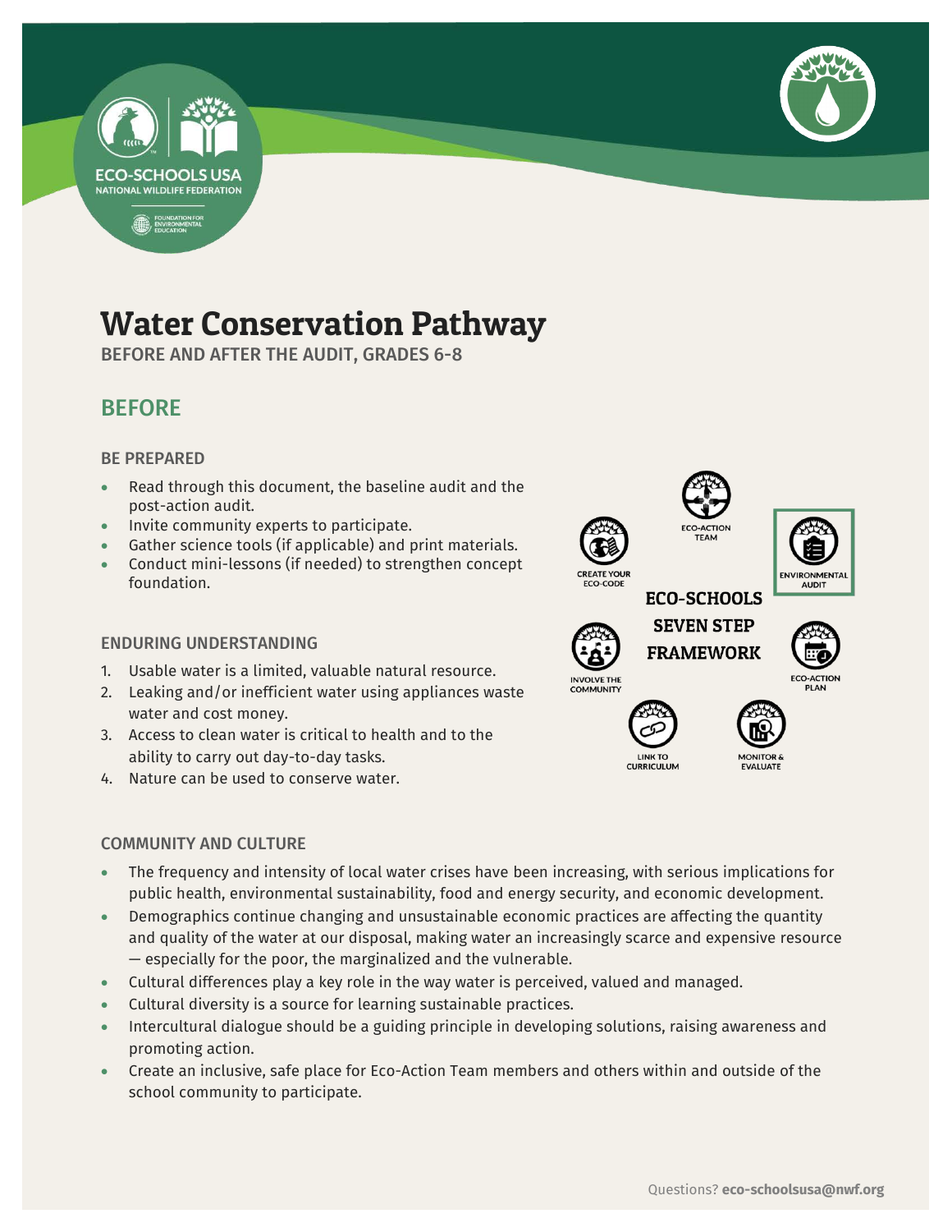# Water Conservation Pathway

BEFORE AND AFTER THE AUDIT, GRADES 6-8

## BEFORE

### BE PREPARED

- Read through this document, the baseline audit and the post-action audit.
- Invite community experts to participate.
- Gather science tools (if applicable) and print materials.
- Conduct mini-lessons (if needed) to strengthen concept foundation.

### ENDURING UNDERSTANDING

1. Usable water is a limited, valuable natural resource.
2. Leaking and/or inefficient water using appliances waste water and cost money.
3. Access to clean water is critical to health and to the ability to carry out day-to-day tasks.
4. Nature can be used to conserve water.

ECO-SCHOOLS SEVEN STEP FRAMEWORK

- ECO-ACTION TEAM
- ENVIRONMENTAL AUDIT
- ECO-ACTION PLAN
- MONITOR & EVALUATE
- LINK TO CURRICULUM
- INVOLVE THE COMMUNITY
- CREATE YOUR ECO-CODE

### COMMUNITY AND CULTURE

- The frequency and intensity of local water crises have been increasing, with serious implications for public health, environmental sustainability, food and energy security, and economic development.
- Demographics continue changing and unsustainable economic practices are affecting the quantity and quality of the water at our disposal, making water an increasingly scarce and expensive resource — especially for the poor, the marginalized and the vulnerable.
- Cultural differences play a key role in the way water is perceived, valued and managed.
- Cultural diversity is a source for learning sustainable practices.
- Intercultural dialogue should be a guiding principle in developing solutions, raising awareness and promoting action.
- Create an inclusive, safe place for Eco-Action Team members and others within and outside of the school community to participate.

Questions? **eco-schoolsusa@nwf.org**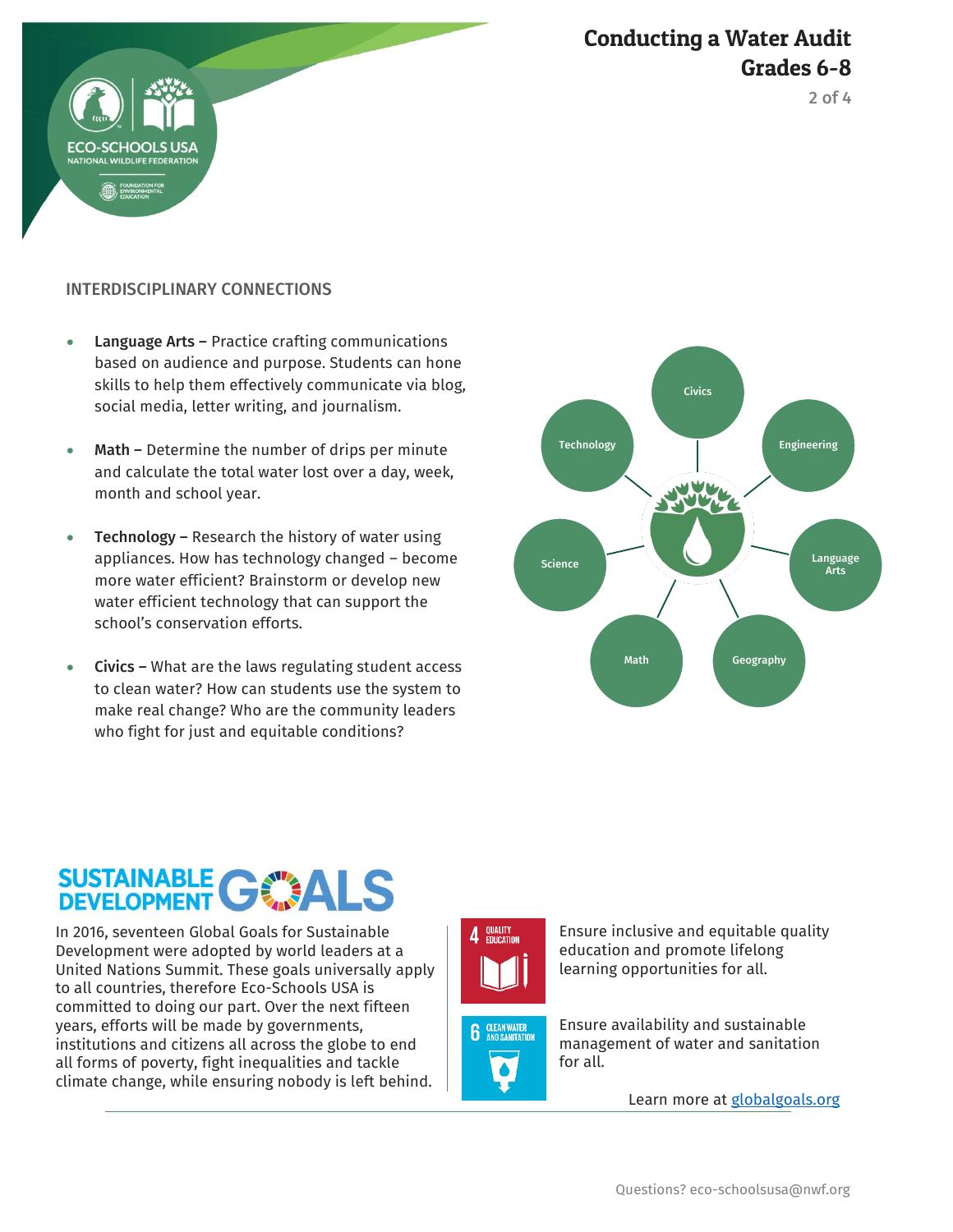## INTERDISCIPLINARY CONNECTIONS

- **Language Arts –** Practice crafting communications based on audience and purpose. Students can hone skills to help them effectively communicate via blog, social media, letter writing, and journalism.
- **Math –** Determine the number of drips per minute and calculate the total water lost over a day, week, month and school year.
- **Technology –** Research the history of water using appliances. How has technology changed – become more water efficient? Brainstorm or develop new water efficient technology that can support the school's conservation efforts.
- **Civics –** What are the laws regulating student access to clean water? How can students use the system to make real change? Who are the community leaders who fight for just and equitable conditions?

Civics
Engineering
Language Arts
Geography
Math
Science
Technology

## SUSTAINABLE DEVELOPMENT GOALS

In 2016, seventeen Global Goals for Sustainable Development were adopted by world leaders at a United Nations Summit. These goals universally apply to all countries, therefore Eco-Schools USA is committed to doing our part. Over the next fifteen years, efforts will be made by governments, institutions and citizens all across the globe to end all forms of poverty, fight inequalities and tackle climate change, while ensuring nobody is left behind.

**4 QUALITY EDUCATION** – Ensure inclusive and equitable quality education and promote lifelong learning opportunities for all.

**6 CLEAN WATER AND SANITATION** – Ensure availability and sustainable management of water and sanitation for all.

Learn more at [globalgoals.org](globalgoals.org)

Questions? eco-schoolsusa@nwf.org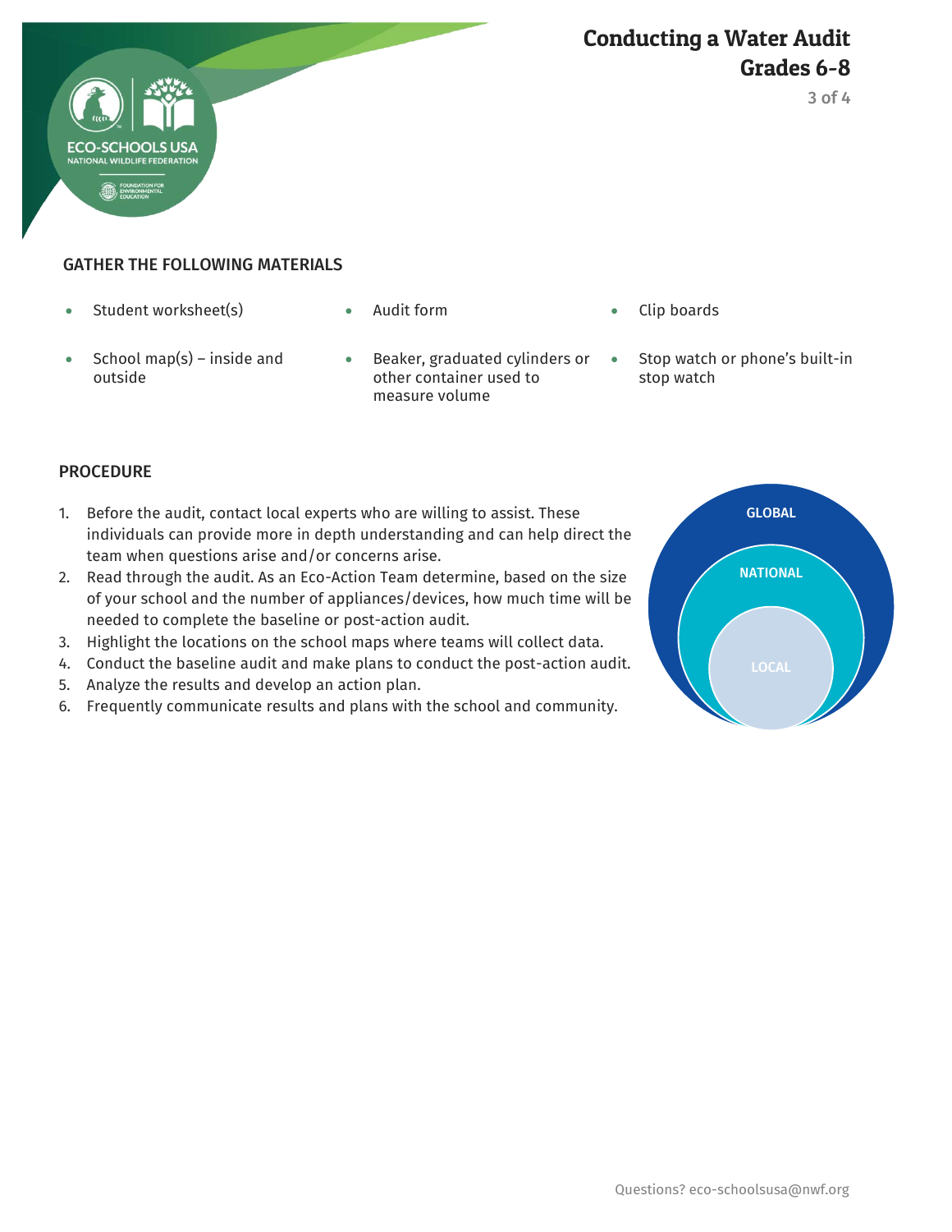## GATHER THE FOLLOWING MATERIALS

- Student worksheet(s)
- Audit form
- Clip boards
- School map(s) – inside and outside
- Beaker, graduated cylinders or other container used to measure volume
- Stop watch or phone's built-in stop watch

## PROCEDURE

1. Before the audit, contact local experts who are willing to assist. These individuals can provide more in depth understanding and can help direct the team when questions arise and/or concerns arise.
2. Read through the audit. As an Eco-Action Team determine, based on the size of your school and the number of appliances/devices, how much time will be needed to complete the baseline or post-action audit.
3. Highlight the locations on the school maps where teams will collect data.
4. Conduct the baseline audit and make plans to conduct the post-action audit.
5. Analyze the results and develop an action plan.
6. Frequently communicate results and plans with the school and community.

GLOBAL

NATIONAL

LOCAL

Questions? eco-schoolsusa@nwf.org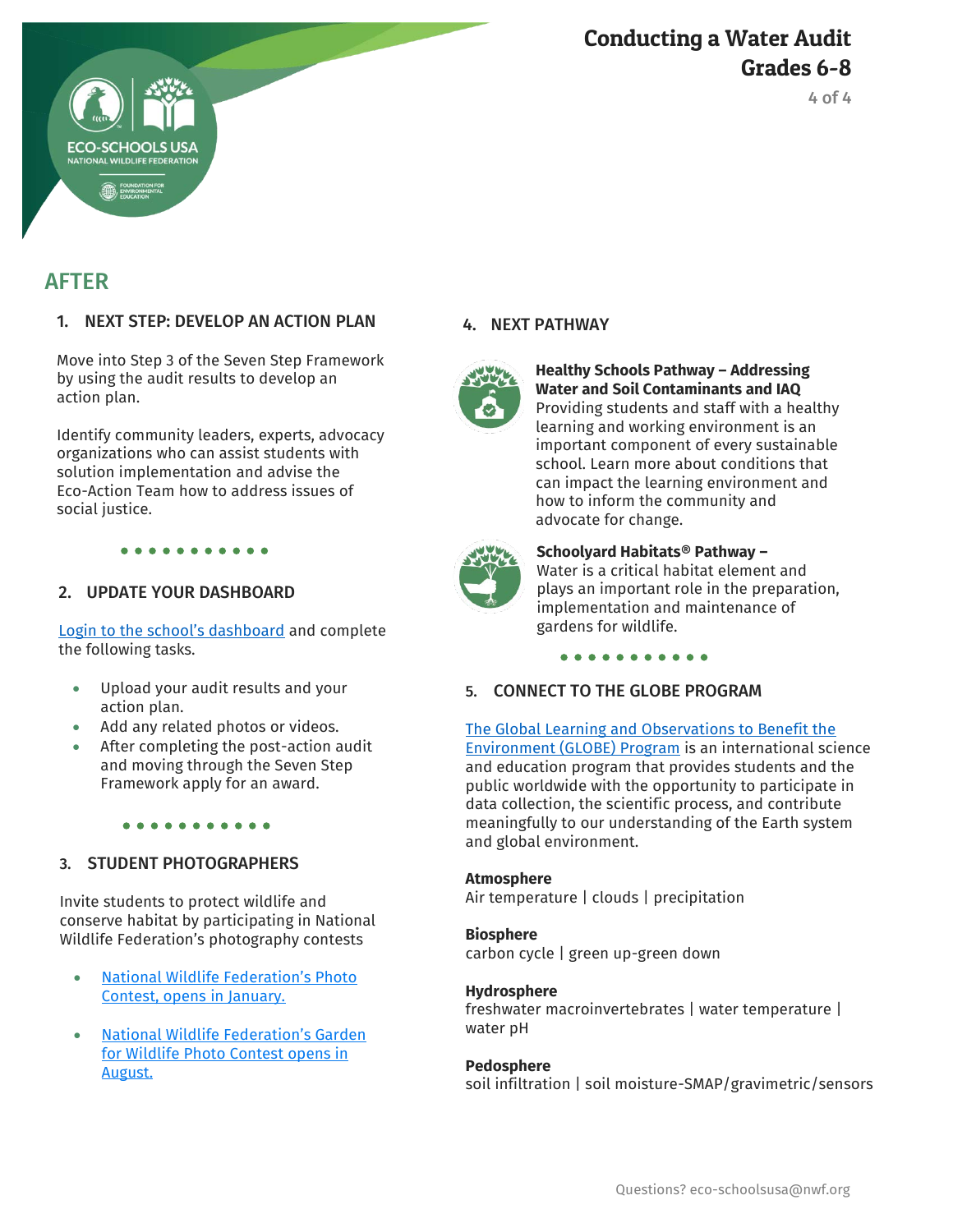## AFTER

### 1. NEXT STEP: DEVELOP AN ACTION PLAN

Move into Step 3 of the Seven Step Framework by using the audit results to develop an action plan.

Identify community leaders, experts, advocacy organizations who can assist students with solution implementation and advise the Eco-Action Team how to address issues of social justice.

### 2. UPDATE YOUR DASHBOARD

Login to the school's dashboard and complete the following tasks.

- Upload your audit results and your action plan.
- Add any related photos or videos.
- After completing the post-action audit and moving through the Seven Step Framework apply for an award.

### 3. STUDENT PHOTOGRAPHERS

Invite students to protect wildlife and conserve habitat by participating in National Wildlife Federation's photography contests

- National Wildlife Federation's Photo Contest, opens in January.
- National Wildlife Federation's Garden for Wildlife Photo Contest opens in August.

### 4. NEXT PATHWAY

**Healthy Schools Pathway – Addressing Water and Soil Contaminants and IAQ**
Providing students and staff with a healthy learning and working environment is an important component of every sustainable school. Learn more about conditions that can impact the learning environment and how to inform the community and advocate for change.

**Schoolyard Habitats® Pathway –**
Water is a critical habitat element and plays an important role in the preparation, implementation and maintenance of gardens for wildlife.

### 5. CONNECT TO THE GLOBE PROGRAM

The Global Learning and Observations to Benefit the Environment (GLOBE) Program is an international science and education program that provides students and the public worldwide with the opportunity to participate in data collection, the scientific process, and contribute meaningfully to our understanding of the Earth system and global environment.

**Atmosphere**
Air temperature | clouds | precipitation

**Biosphere**
carbon cycle | green up-green down

**Hydrosphere**
freshwater macroinvertebrates | water temperature | water pH

**Pedosphere**
soil infiltration | soil moisture-SMAP/gravimetric/sensors

Questions? eco-schoolsusa@nwf.org